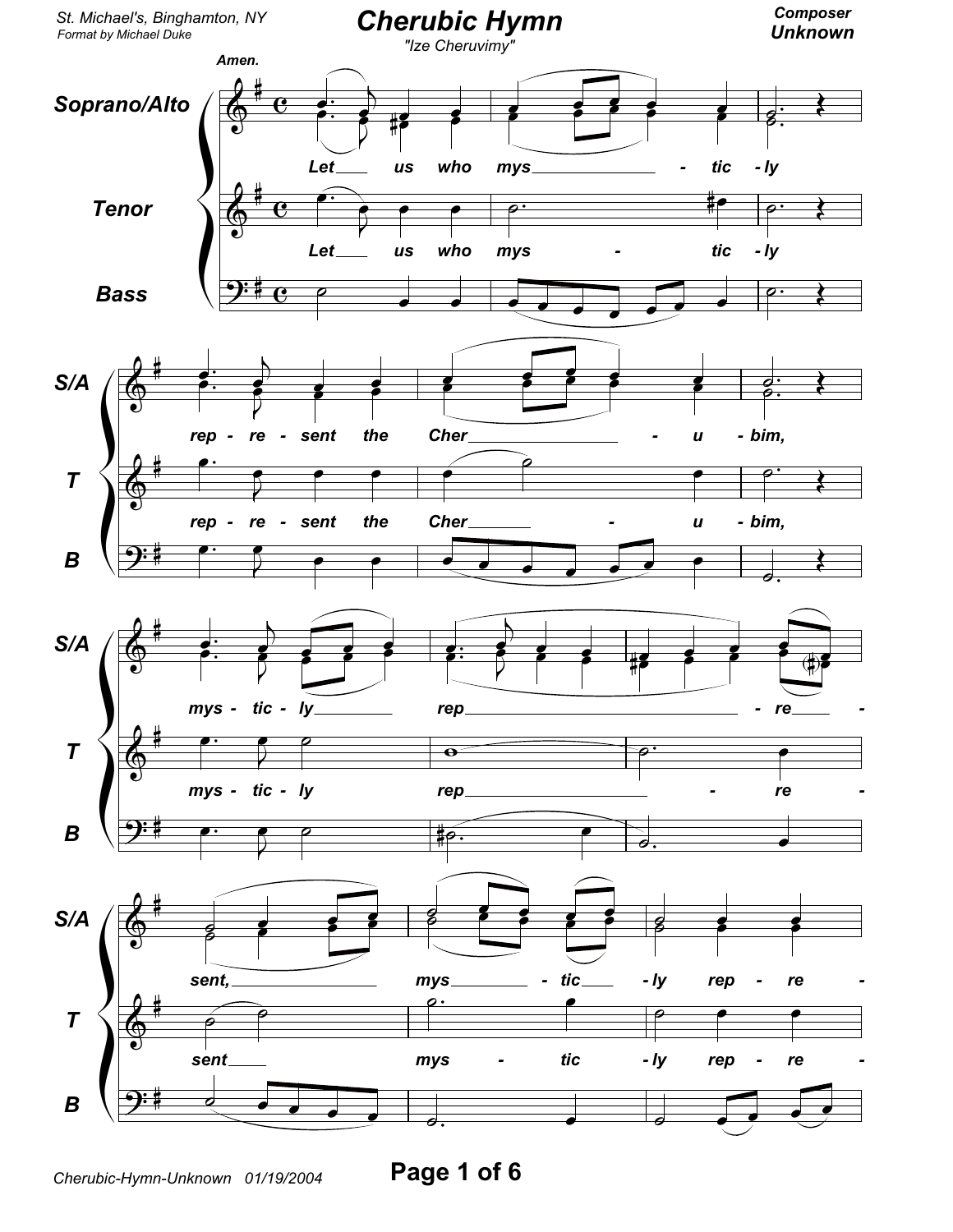St. Michael's, Binghamton, NY
Format by Michael Duke

# Cherubic Hymn

"Ize Cheruvimy"

**Composer Unknown**

Amen.

Soprano/Alto
Tenor
Bass

Let us who mys - tic - ly

rep - re - sent the Cher - u - bim,

mys - tic - ly rep - re -

sent, mys - tic - ly rep - re -

Cherubic-Hymn-Unknown 01/19/2004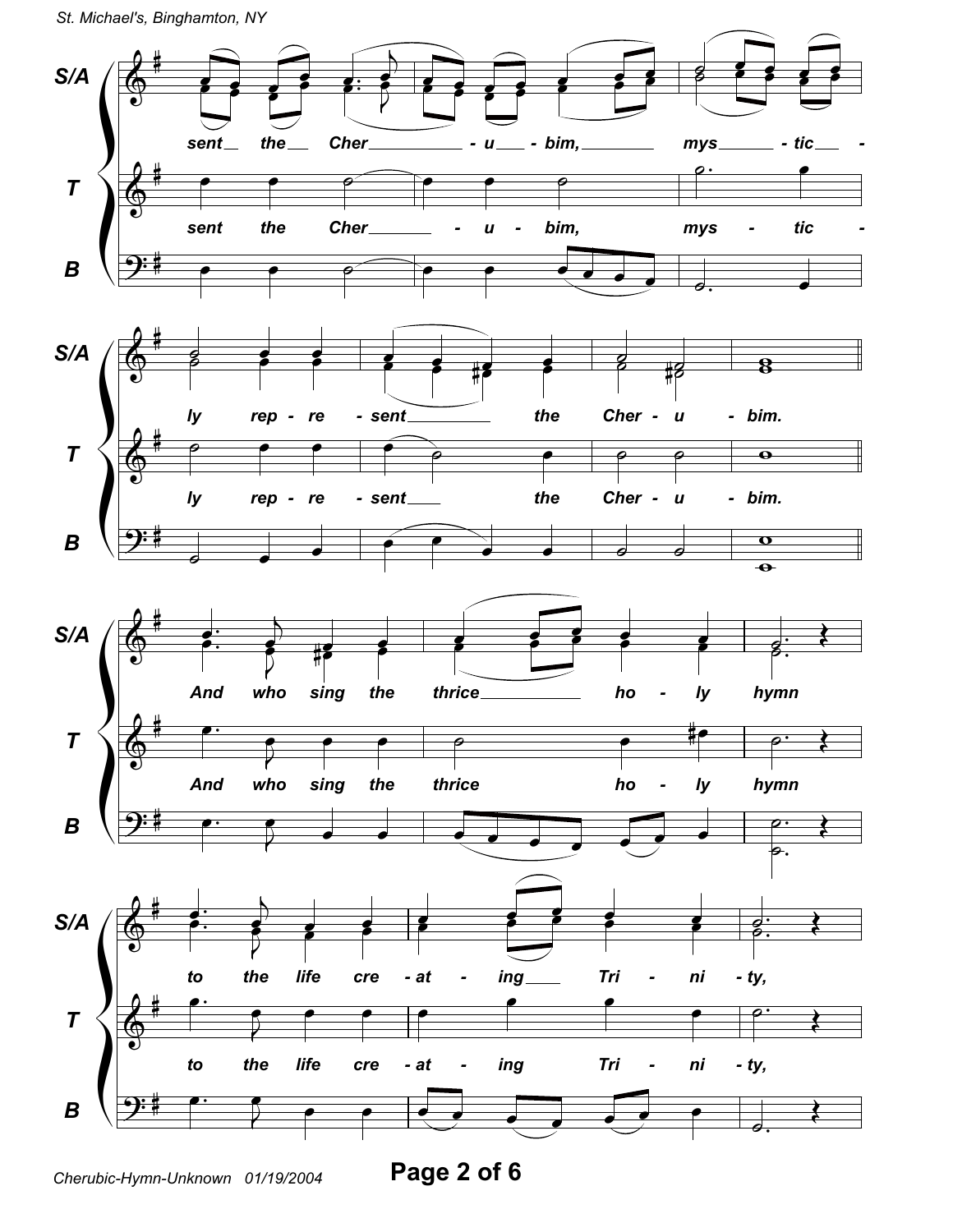S/A: sent the Cher - u - bim, mys - tic -

T: sent the Cher - u - bim, mys - tic -

B

S/A: ly rep - re - sent the Cher - u - bim.

T: ly rep - re - sent the Cher - u - bim.

B

S/A: And who sing the thrice ho - ly hymn

T: And who sing the thrice ho - ly hymn

B

S/A: to the life cre - at - ing Tri - ni - ty,

T: to the life cre - at - ing Tri - ni - ty,

B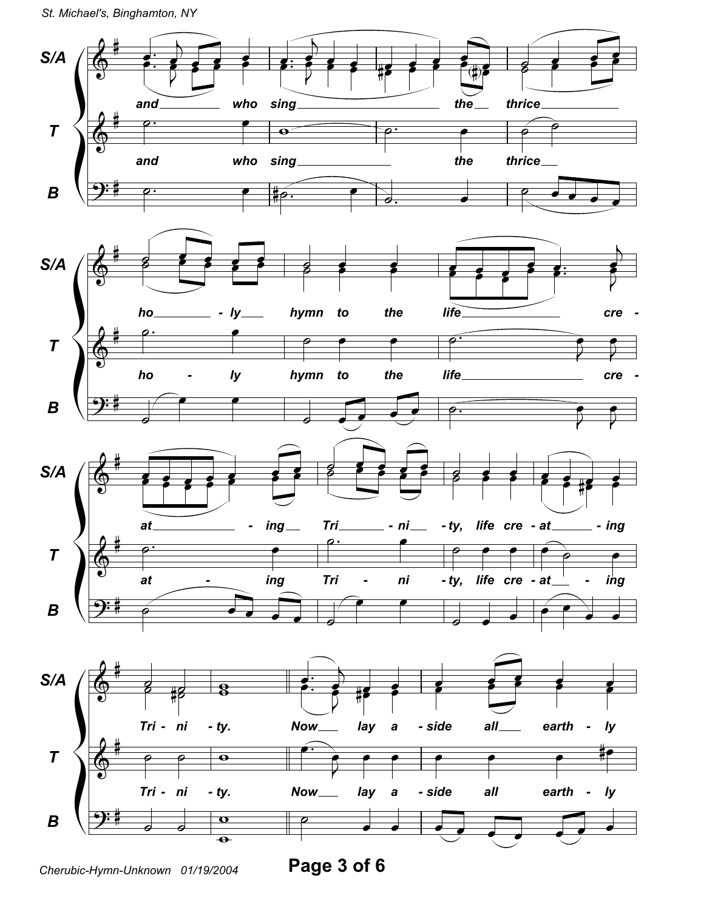S/A: and who sing the thrice ho - ly hymn to the life cre - at - ing Tri - ni - ty, life cre - at - ing Tri - ni - ty.

T: and who sing the thrice ho - ly hymn to the life cre - at - ing Tri - ni - ty, life cre - at - ing Tri - ni - ty.

S/A: Now lay a - side all earth - ly

T: Now lay a - side all earth - ly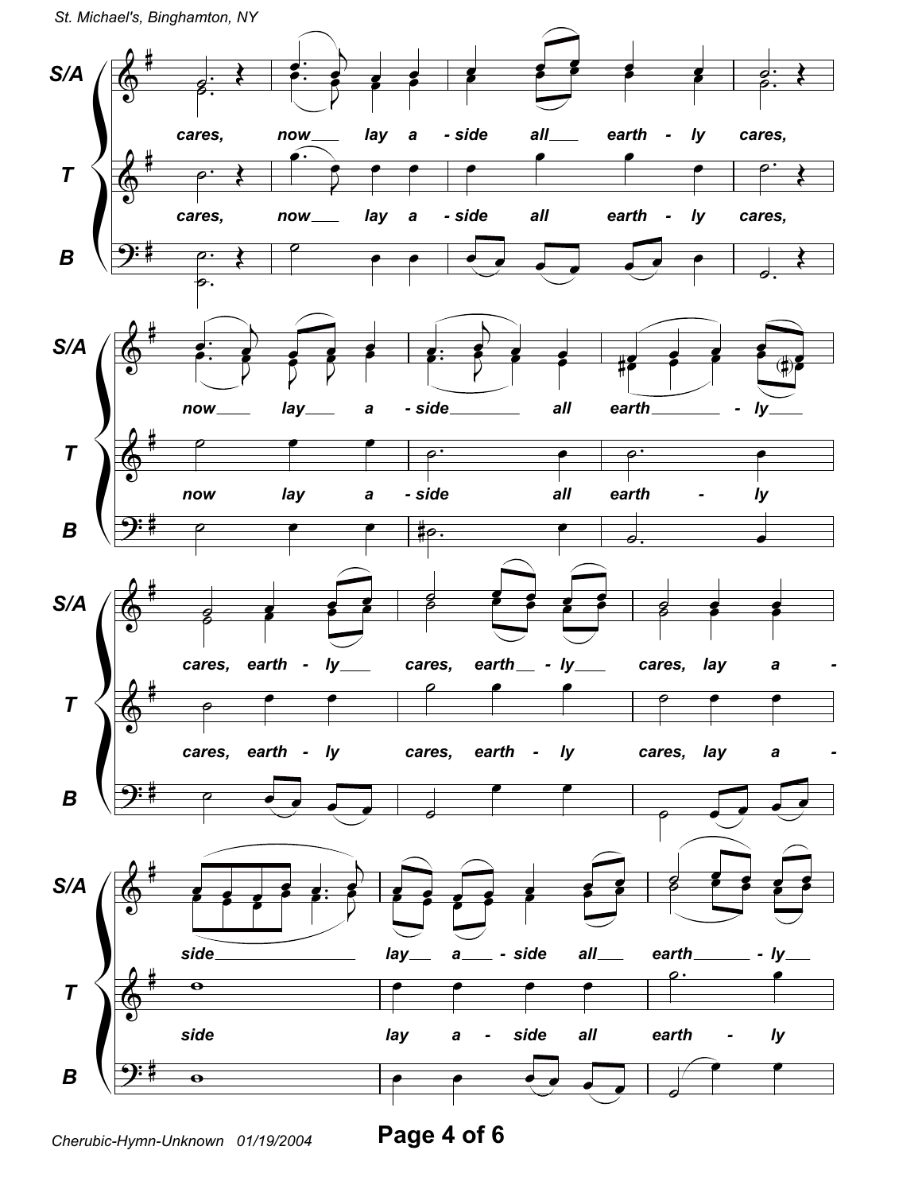S/A

cares, now___ lay a - side all___ earth - ly cares,

T

cares, now___ lay a - side all earth - ly cares,

B

S/A

now____ lay___ a - side________ all earth________ - ly____

T

now lay a - side all earth - ly

B

S/A

cares, earth - ly___ cares, earth__ - ly___ cares, lay a -

T

cares, earth - ly cares, earth - ly cares, lay a -

B

S/A

side________________ lay__ a___ - side all___ earth______ - ly__

T

side lay a - side all earth - ly

B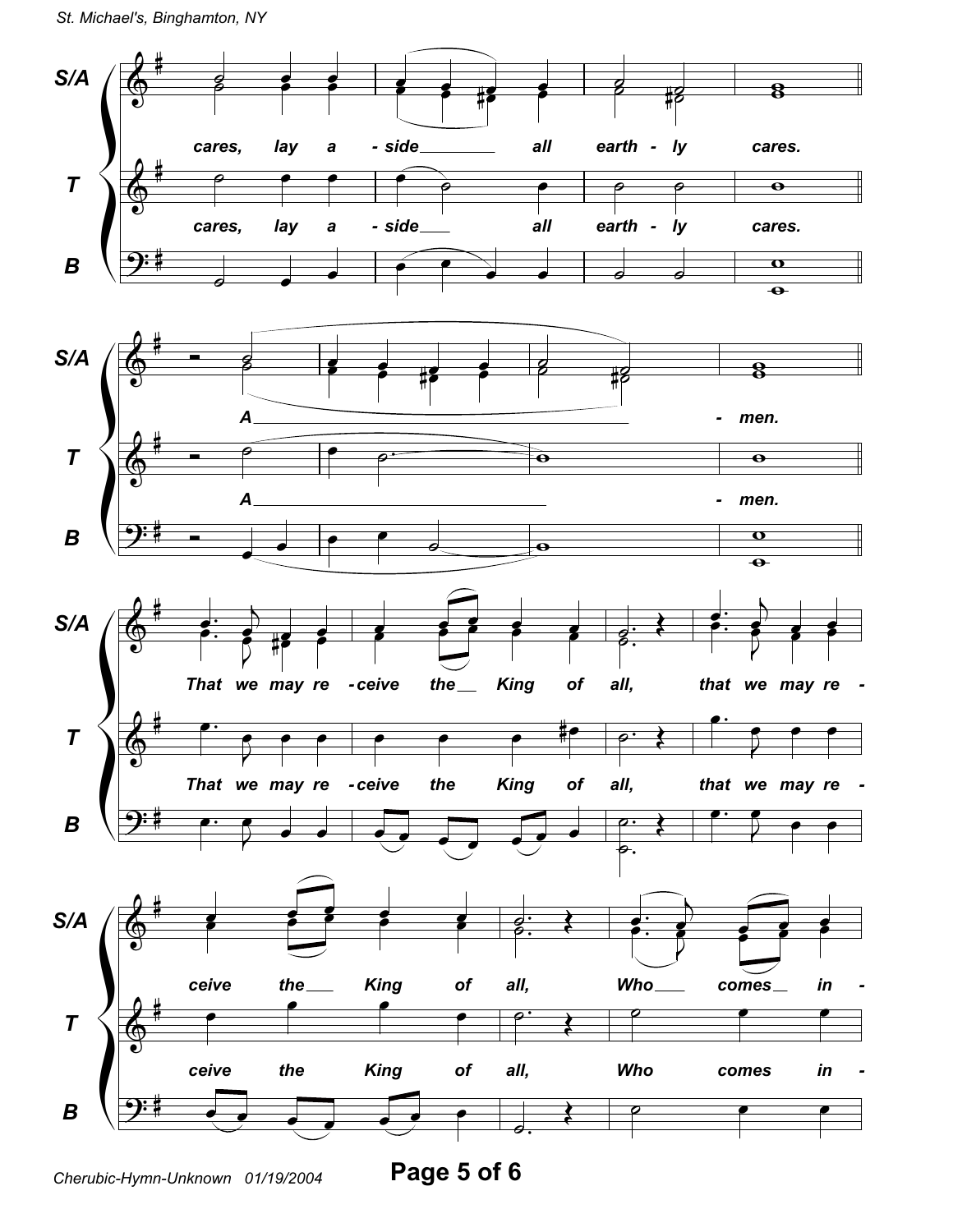S/A: cares, lay a - side all earth - ly cares.

T: cares, lay a - side all earth - ly cares.

B

S/A: A - men.

T: A - men.

B

S/A: That we may re - ceive the King of all, that we may re -

T: That we may re - ceive the King of all, that we may re -

B

S/A: ceive the King of all, Who comes in -

T: ceive the King of all, Who comes in -

B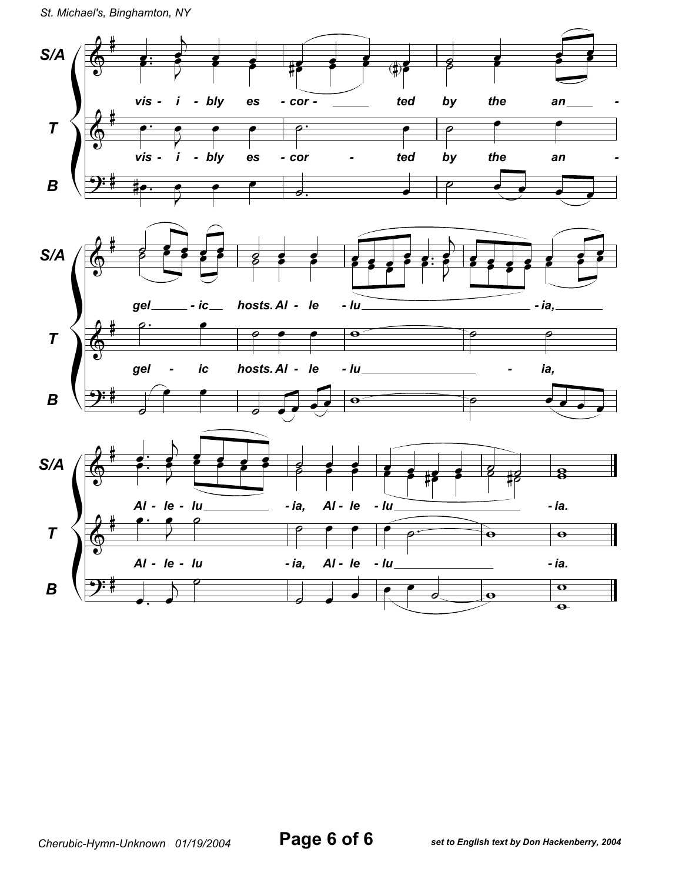S/A

vis - i - bly es - cor - ted by the an - gel - ic hosts. Al - le - lu - ia, Al - le - lu - ia, Al - le - lu - ia.

T

vis - i - bly es - cor - ted by the an - gel - ic hosts. Al - le - lu - ia, Al - le - lu - ia, Al - le - lu - ia.

B